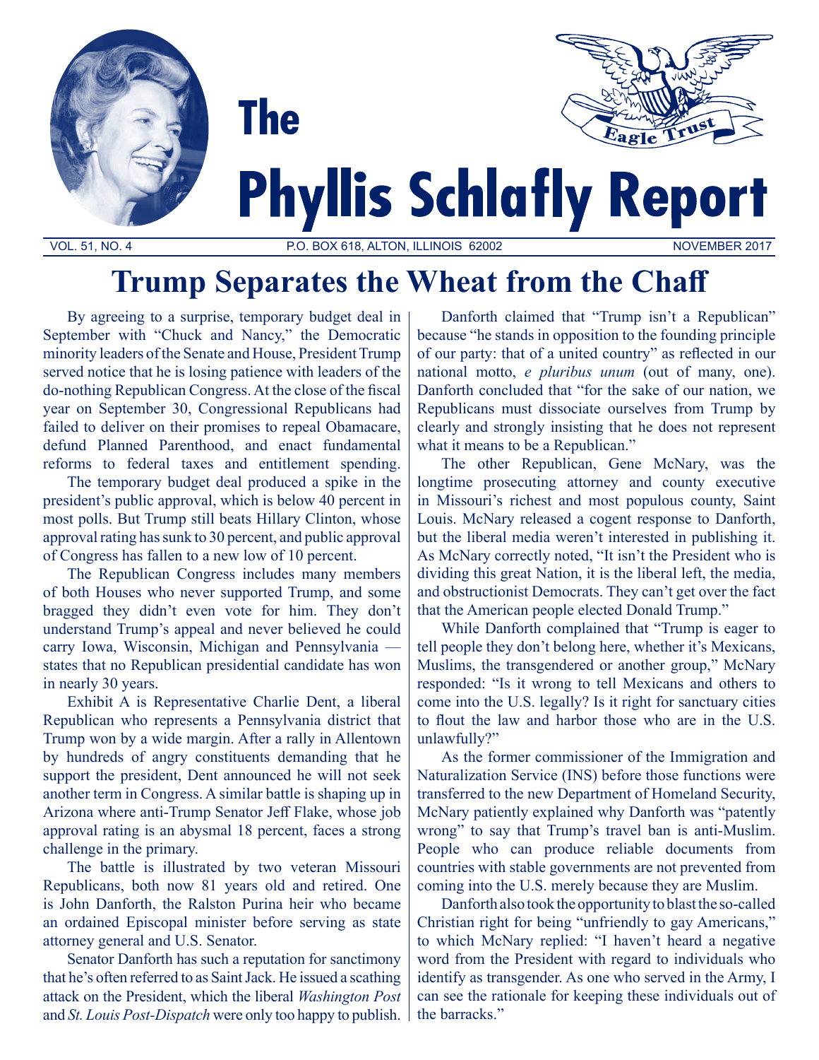# The Phyllis Schlafly Report

VOL. 51, NO. 4 P.O. BOX 618, ALTON, ILLINOIS 62002 NOVEMBER 2017

## Trump Separates the Wheat from the Chaff

By agreeing to a surprise, temporary budget deal in September with "Chuck and Nancy," the Democratic minority leaders of the Senate and House, President Trump served notice that he is losing patience with leaders of the do-nothing Republican Congress. At the close of the fiscal year on September 30, Congressional Republicans had failed to deliver on their promises to repeal Obamacare, defund Planned Parenthood, and enact fundamental reforms to federal taxes and entitlement spending.

The temporary budget deal produced a spike in the president's public approval, which is below 40 percent in most polls. But Trump still beats Hillary Clinton, whose approval rating has sunk to 30 percent, and public approval of Congress has fallen to a new low of 10 percent.

The Republican Congress includes many members of both Houses who never supported Trump, and some bragged they didn't even vote for him. They don't understand Trump's appeal and never believed he could carry Iowa, Wisconsin, Michigan and Pennsylvania — states that no Republican presidential candidate has won in nearly 30 years.

Exhibit A is Representative Charlie Dent, a liberal Republican who represents a Pennsylvania district that Trump won by a wide margin. After a rally in Allentown by hundreds of angry constituents demanding that he support the president, Dent announced he will not seek another term in Congress. A similar battle is shaping up in Arizona where anti-Trump Senator Jeff Flake, whose job approval rating is an abysmal 18 percent, faces a strong challenge in the primary.

The battle is illustrated by two veteran Missouri Republicans, both now 81 years old and retired. One is John Danforth, the Ralston Purina heir who became an ordained Episcopal minister before serving as state attorney general and U.S. Senator.

Senator Danforth has such a reputation for sanctimony that he's often referred to as Saint Jack. He issued a scathing attack on the President, which the liberal *Washington Post* and *St. Louis Post-Dispatch* were only too happy to publish.

Danforth claimed that "Trump isn't a Republican" because "he stands in opposition to the founding principle of our party: that of a united country" as reflected in our national motto, *e pluribus unum* (out of many, one). Danforth concluded that "for the sake of our nation, we Republicans must dissociate ourselves from Trump by clearly and strongly insisting that he does not represent what it means to be a Republican."

The other Republican, Gene McNary, was the longtime prosecuting attorney and county executive in Missouri's richest and most populous county, Saint Louis. McNary released a cogent response to Danforth, but the liberal media weren't interested in publishing it. As McNary correctly noted, "It isn't the President who is dividing this great Nation, it is the liberal left, the media, and obstructionist Democrats. They can't get over the fact that the American people elected Donald Trump."

While Danforth complained that "Trump is eager to tell people they don't belong here, whether it's Mexicans, Muslims, the transgendered or another group," McNary responded: "Is it wrong to tell Mexicans and others to come into the U.S. legally? Is it right for sanctuary cities to flout the law and harbor those who are in the U.S. unlawfully?"

As the former commissioner of the Immigration and Naturalization Service (INS) before those functions were transferred to the new Department of Homeland Security, McNary patiently explained why Danforth was "patently wrong" to say that Trump's travel ban is anti-Muslim. People who can produce reliable documents from countries with stable governments are not prevented from coming into the U.S. merely because they are Muslim.

Danforth also took the opportunity to blast the so-called Christian right for being "unfriendly to gay Americans," to which McNary replied: "I haven't heard a negative word from the President with regard to individuals who identify as transgender. As one who served in the Army, I can see the rationale for keeping these individuals out of the barracks."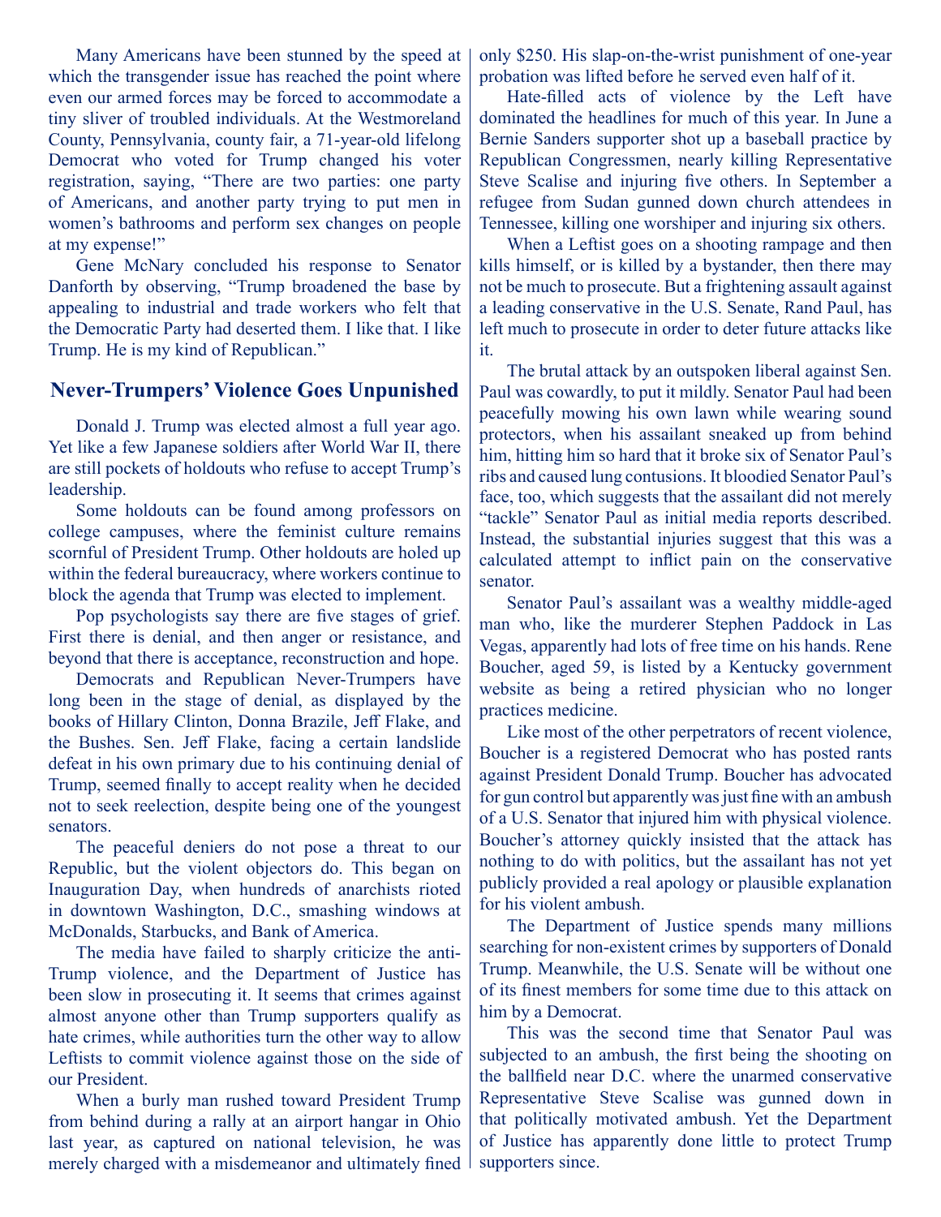Many Americans have been stunned by the speed at which the transgender issue has reached the point where even our armed forces may be forced to accommodate a tiny sliver of troubled individuals. At the Westmoreland County, Pennsylvania, county fair, a 71-year-old lifelong Democrat who voted for Trump changed his voter registration, saying, "There are two parties: one party of Americans, and another party trying to put men in women's bathrooms and perform sex changes on people at my expense!"

Gene McNary concluded his response to Senator Danforth by observing, "Trump broadened the base by appealing to industrial and trade workers who felt that the Democratic Party had deserted them. I like that. I like Trump. He is my kind of Republican."

## Never-Trumpers' Violence Goes Unpunished

Donald J. Trump was elected almost a full year ago. Yet like a few Japanese soldiers after World War II, there are still pockets of holdouts who refuse to accept Trump's leadership.

Some holdouts can be found among professors on college campuses, where the feminist culture remains scornful of President Trump. Other holdouts are holed up within the federal bureaucracy, where workers continue to block the agenda that Trump was elected to implement.

Pop psychologists say there are five stages of grief. First there is denial, and then anger or resistance, and beyond that there is acceptance, reconstruction and hope.

Democrats and Republican Never-Trumpers have long been in the stage of denial, as displayed by the books of Hillary Clinton, Donna Brazile, Jeff Flake, and the Bushes. Sen. Jeff Flake, facing a certain landslide defeat in his own primary due to his continuing denial of Trump, seemed finally to accept reality when he decided not to seek reelection, despite being one of the youngest senators.

The peaceful deniers do not pose a threat to our Republic, but the violent objectors do. This began on Inauguration Day, when hundreds of anarchists rioted in downtown Washington, D.C., smashing windows at McDonalds, Starbucks, and Bank of America.

The media have failed to sharply criticize the anti-Trump violence, and the Department of Justice has been slow in prosecuting it. It seems that crimes against almost anyone other than Trump supporters qualify as hate crimes, while authorities turn the other way to allow Leftists to commit violence against those on the side of our President.

When a burly man rushed toward President Trump from behind during a rally at an airport hangar in Ohio last year, as captured on national television, he was merely charged with a misdemeanor and ultimately fined only $250. His slap-on-the-wrist punishment of one-year probation was lifted before he served even half of it.

Hate-filled acts of violence by the Left have dominated the headlines for much of this year. In June a Bernie Sanders supporter shot up a baseball practice by Republican Congressmen, nearly killing Representative Steve Scalise and injuring five others. In September a refugee from Sudan gunned down church attendees in Tennessee, killing one worshiper and injuring six others.

When a Leftist goes on a shooting rampage and then kills himself, or is killed by a bystander, then there may not be much to prosecute. But a frightening assault against a leading conservative in the U.S. Senate, Rand Paul, has left much to prosecute in order to deter future attacks like it.

The brutal attack by an outspoken liberal against Sen. Paul was cowardly, to put it mildly. Senator Paul had been peacefully mowing his own lawn while wearing sound protectors, when his assailant sneaked up from behind him, hitting him so hard that it broke six of Senator Paul's ribs and caused lung contusions. It bloodied Senator Paul's face, too, which suggests that the assailant did not merely "tackle" Senator Paul as initial media reports described. Instead, the substantial injuries suggest that this was a calculated attempt to inflict pain on the conservative senator.

Senator Paul's assailant was a wealthy middle-aged man who, like the murderer Stephen Paddock in Las Vegas, apparently had lots of free time on his hands. Rene Boucher, aged 59, is listed by a Kentucky government website as being a retired physician who no longer practices medicine.

Like most of the other perpetrators of recent violence, Boucher is a registered Democrat who has posted rants against President Donald Trump. Boucher has advocated for gun control but apparently was just fine with an ambush of a U.S. Senator that injured him with physical violence. Boucher's attorney quickly insisted that the attack has nothing to do with politics, but the assailant has not yet publicly provided a real apology or plausible explanation for his violent ambush.

The Department of Justice spends many millions searching for non-existent crimes by supporters of Donald Trump. Meanwhile, the U.S. Senate will be without one of its finest members for some time due to this attack on him by a Democrat.

This was the second time that Senator Paul was subjected to an ambush, the first being the shooting on the ballfield near D.C. where the unarmed conservative Representative Steve Scalise was gunned down in that politically motivated ambush. Yet the Department of Justice has apparently done little to protect Trump supporters since.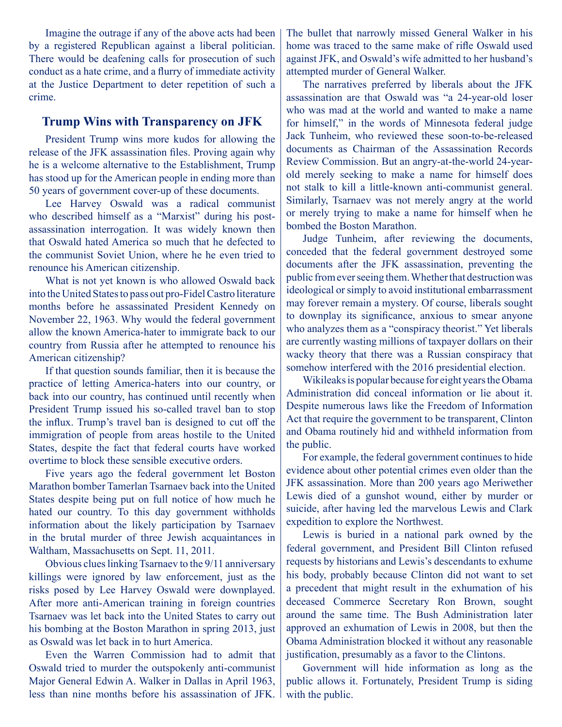Imagine the outrage if any of the above acts had been by a registered Republican against a liberal politician. There would be deafening calls for prosecution of such conduct as a hate crime, and a flurry of immediate activity at the Justice Department to deter repetition of such a crime.

## Trump Wins with Transparency on JFK

President Trump wins more kudos for allowing the release of the JFK assassination files. Proving again why he is a welcome alternative to the Establishment, Trump has stood up for the American people in ending more than 50 years of government cover-up of these documents.

Lee Harvey Oswald was a radical communist who described himself as a "Marxist" during his post-assassination interrogation. It was widely known then that Oswald hated America so much that he defected to the communist Soviet Union, where he he even tried to renounce his American citizenship.

What is not yet known is who allowed Oswald back into the United States to pass out pro-Fidel Castro literature months before he assassinated President Kennedy on November 22, 1963. Why would the federal government allow the known America-hater to immigrate back to our country from Russia after he attempted to renounce his American citizenship?

If that question sounds familiar, then it is because the practice of letting America-haters into our country, or back into our country, has continued until recently when President Trump issued his so-called travel ban to stop the influx. Trump's travel ban is designed to cut off the immigration of people from areas hostile to the United States, despite the fact that federal courts have worked overtime to block these sensible executive orders.

Five years ago the federal government let Boston Marathon bomber Tamerlan Tsarnaev back into the United States despite being put on full notice of how much he hated our country. To this day government withholds information about the likely participation by Tsarnaev in the brutal murder of three Jewish acquaintances in Waltham, Massachusetts on Sept. 11, 2011.

Obvious clues linking Tsarnaev to the 9/11 anniversary killings were ignored by law enforcement, just as the risks posed by Lee Harvey Oswald were downplayed. After more anti-American training in foreign countries Tsarnaev was let back into the United States to carry out his bombing at the Boston Marathon in spring 2013, just as Oswald was let back in to hurt America.

Even the Warren Commission had to admit that Oswald tried to murder the outspokenly anti-communist Major General Edwin A. Walker in Dallas in April 1963, less than nine months before his assassination of JFK. The bullet that narrowly missed General Walker in his home was traced to the same make of rifle Oswald used against JFK, and Oswald's wife admitted to her husband's attempted murder of General Walker.

The narratives preferred by liberals about the JFK assassination are that Oswald was "a 24-year-old loser who was mad at the world and wanted to make a name for himself," in the words of Minnesota federal judge Jack Tunheim, who reviewed these soon-to-be-released documents as Chairman of the Assassination Records Review Commission. But an angry-at-the-world 24-year-old merely seeking to make a name for himself does not stalk to kill a little-known anti-communist general. Similarly, Tsarnaev was not merely angry at the world or merely trying to make a name for himself when he bombed the Boston Marathon.

Judge Tunheim, after reviewing the documents, conceded that the federal government destroyed some documents after the JFK assassination, preventing the public from ever seeing them. Whether that destruction was ideological or simply to avoid institutional embarrassment may forever remain a mystery. Of course, liberals sought to downplay its significance, anxious to smear anyone who analyzes them as a "conspiracy theorist." Yet liberals are currently wasting millions of taxpayer dollars on their wacky theory that there was a Russian conspiracy that somehow interfered with the 2016 presidential election.

Wikileaks is popular because for eight years the Obama Administration did conceal information or lie about it. Despite numerous laws like the Freedom of Information Act that require the government to be transparent, Clinton and Obama routinely hid and withheld information from the public.

For example, the federal government continues to hide evidence about other potential crimes even older than the JFK assassination. More than 200 years ago Meriwether Lewis died of a gunshot wound, either by murder or suicide, after having led the marvelous Lewis and Clark expedition to explore the Northwest.

Lewis is buried in a national park owned by the federal government, and President Bill Clinton refused requests by historians and Lewis's descendants to exhume his body, probably because Clinton did not want to set a precedent that might result in the exhumation of his deceased Commerce Secretary Ron Brown, sought around the same time. The Bush Administration later approved an exhumation of Lewis in 2008, but then the Obama Administration blocked it without any reasonable justification, presumably as a favor to the Clintons.

Government will hide information as long as the public allows it. Fortunately, President Trump is siding with the public.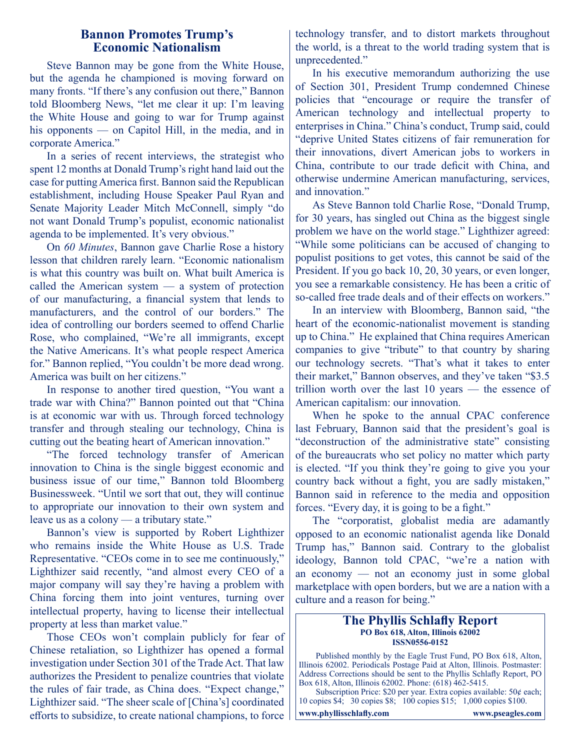## Bannon Promotes Trump's Economic Nationalism

Steve Bannon may be gone from the White House, but the agenda he championed is moving forward on many fronts. "If there's any confusion out there," Bannon told Bloomberg News, "let me clear it up: I'm leaving the White House and going to war for Trump against his opponents — on Capitol Hill, in the media, and in corporate America."

In a series of recent interviews, the strategist who spent 12 months at Donald Trump's right hand laid out the case for putting America first. Bannon said the Republican establishment, including House Speaker Paul Ryan and Senate Majority Leader Mitch McConnell, simply "do not want Donald Trump's populist, economic nationalist agenda to be implemented. It's very obvious."

On *60 Minutes*, Bannon gave Charlie Rose a history lesson that children rarely learn. "Economic nationalism is what this country was built on. What built America is called the American system — a system of protection of our manufacturing, a financial system that lends to manufacturers, and the control of our borders." The idea of controlling our borders seemed to offend Charlie Rose, who complained, "We're all immigrants, except the Native Americans. It's what people respect America for." Bannon replied, "You couldn't be more dead wrong. America was built on her citizens."

In response to another tired question, "You want a trade war with China?" Bannon pointed out that "China is at economic war with us. Through forced technology transfer and through stealing our technology, China is cutting out the beating heart of American innovation."

"The forced technology transfer of American innovation to China is the single biggest economic and business issue of our time," Bannon told Bloomberg Businessweek. "Until we sort that out, they will continue to appropriate our innovation to their own system and leave us as a colony — a tributary state."

Bannon's view is supported by Robert Lighthizer who remains inside the White House as U.S. Trade Representative. "CEOs come in to see me continuously," Lighthizer said recently, "and almost every CEO of a major company will say they're having a problem with China forcing them into joint ventures, turning over intellectual property, having to license their intellectual property at less than market value."

Those CEOs won't complain publicly for fear of Chinese retaliation, so Lighthizer has opened a formal investigation under Section 301 of the Trade Act. That law authorizes the President to penalize countries that violate the rules of fair trade, as China does. "Expect change," Lighthizer said. "The sheer scale of [China's] coordinated efforts to subsidize, to create national champions, to force technology transfer, and to distort markets throughout the world, is a threat to the world trading system that is unprecedented."

In his executive memorandum authorizing the use of Section 301, President Trump condemned Chinese policies that "encourage or require the transfer of American technology and intellectual property to enterprises in China." China's conduct, Trump said, could "deprive United States citizens of fair remuneration for their innovations, divert American jobs to workers in China, contribute to our trade deficit with China, and otherwise undermine American manufacturing, services, and innovation."

As Steve Bannon told Charlie Rose, "Donald Trump, for 30 years, has singled out China as the biggest single problem we have on the world stage." Lighthizer agreed: "While some politicians can be accused of changing to populist positions to get votes, this cannot be said of the President. If you go back 10, 20, 30 years, or even longer, you see a remarkable consistency. He has been a critic of so-called free trade deals and of their effects on workers."

In an interview with Bloomberg, Bannon said, "the heart of the economic-nationalist movement is standing up to China." He explained that China requires American companies to give "tribute" to that country by sharing our technology secrets. "That's what it takes to enter their market," Bannon observes, and they've taken "$3.5 trillion worth over the last 10 years — the essence of American capitalism: our innovation.

When he spoke to the annual CPAC conference last February, Bannon said that the president's goal is "deconstruction of the administrative state" consisting of the bureaucrats who set policy no matter which party is elected. "If you think they're going to give you your country back without a fight, you are sadly mistaken," Bannon said in reference to the media and opposition forces. "Every day, it is going to be a fight."

The "corporatist, globalist media are adamantly opposed to an economic nationalist agenda like Donald Trump has," Bannon said. Contrary to the globalist ideology, Bannon told CPAC, "we're a nation with an economy — not an economy just in some global marketplace with open borders, but we are a nation with a culture and a reason for being."

---

**The Phyllis Schlafly Report**
**PO Box 618, Alton, Illinois 62002**
**ISSN0556-0152**

Published monthly by the Eagle Trust Fund, PO Box 618, Alton, Illinois 62002. Periodicals Postage Paid at Alton, Illinois. Postmaster: Address Corrections should be sent to the Phyllis Schlafly Report, PO Box 618, Alton, Illinois 62002. Phone: (618) 462-5415.

Subscription Price: $20 per year. Extra copies available: 50¢ each; 10 copies $4; 30 copies $8; 100 copies $15; 1,000 copies $100.

**www.phyllisschlafly.com** **www.pseagles.com**